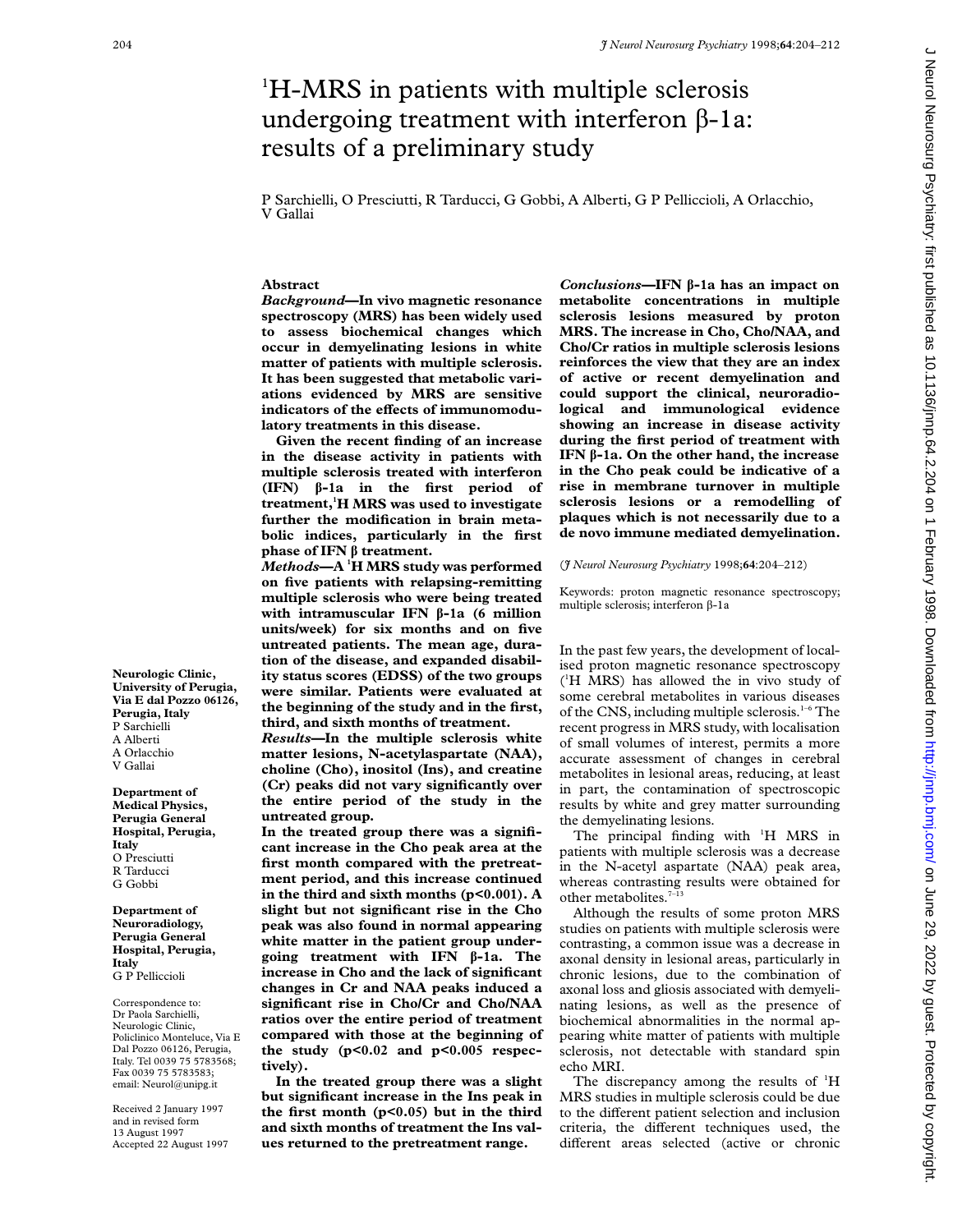# $^1$H-MRS in patients with multiple sclerosis undergoing treatment with interferon β-1a: results of a preliminary study

P Sarchielli, O Presciutti, R Tarducci, G Gobbi, A Alberti, G P Pelliccioli, A Orlacchio, V Gallai

## Abstract

***Background***—**In vivo magnetic resonance spectroscopy (MRS) has been widely used to assess biochemical changes which occur in demyelinating lesions in white matter of patients with multiple sclerosis. It has been suggested that metabolic variations evidenced by MRS are sensitive indicators of the effects of immunomodulatory treatments in this disease.**

**Given the recent finding of an increase in the disease activity in patients with multiple sclerosis treated with interferon (IFN) β-1a in the first period of treatment, $^1$H MRS was used to investigate further the modification in brain metabolic indices, particularly in the first phase of IFN β treatment.**

***Methods***—**A $^1$H MRS study was performed on five patients with relapsing-remitting multiple sclerosis who were being treated with intramuscular IFN β-1a (6 million units/week) for six months and on five untreated patients. The mean age, duration of the disease, and expanded disability status scores (EDSS) of the two groups were similar. Patients were evaluated at the beginning of the study and in the first, third, and sixth months of treatment.**

***Results***—**In the multiple sclerosis white matter lesions, N-acetylaspartate (NAA), choline (Cho), inositol (Ins), and creatine (Cr) peaks did not vary significantly over the entire period of the study in the untreated group.**

**In the treated group there was a significant increase in the Cho peak area at the first month compared with the pretreatment period, and this increase continued in the third and sixth months ($p<0.001$). A slight but not significant rise in the Cho peak was also found in normal appearing white matter in the patient group undergoing treatment with IFN β-1a. The increase in Cho and the lack of significant changes in Cr and NAA peaks induced a significant rise in Cho/Cr and Cho/NAA ratios over the entire period of treatment compared with those at the beginning of the study ($p<0.02$ and $p<0.005$ respectively).**

**In the treated group there was a slight but significant increase in the Ins peak in the first month ($p<0.05$) but in the third and sixth months of treatment the Ins values returned to the pretreatment range.**

***Conclusions***—**IFN β-1a has an impact on metabolite concentrations in multiple sclerosis lesions measured by proton MRS. The increase in Cho, Cho/NAA, and Cho/Cr ratios in multiple sclerosis lesions reinforces the view that they are an index of active or recent demyelination and could support the clinical, neuroradiological and immunological evidence showing an increase in disease activity during the first period of treatment with IFN β-1a. On the other hand, the increase in the Cho peak could be indicative of a rise in membrane turnover in multiple sclerosis lesions or a remodelling of plaques which is not necessarily due to a de novo immune mediated demyelination.**

(*J Neurol Neurosurg Psychiatry* 1998;**64**:204–212)

Keywords: proton magnetic resonance spectroscopy; multiple sclerosis; interferon β-1a

Neurologic Clinic, University of Perugia, Via E dal Pozzo 06126, Perugia, Italy
P Sarchielli
A Alberti
A Orlacchio
V Gallai

Department of Medical Physics, Perugia General Hospital, Perugia, Italy
O Presciutti
R Tarducci
G Gobbi

Department of Neuroradiology, Perugia General Hospital, Perugia, Italy
G P Pelliccioli

Correspondence to: Dr Paola Sarchielli, Neurologic Clinic, Policlinico Monteluce, Via E Dal Pozzo 06126, Perugia, Italy. Tel 0039 75 5783568; Fax 0039 75 5783583; email: Neurol@unipg.it

Received 2 January 1997 and in revised form 13 August 1997
Accepted 22 August 1997

In the past few years, the development of localised proton magnetic resonance spectroscopy ($^1$H MRS) has allowed the in vivo study of some cerebral metabolites in various diseases of the CNS, including multiple sclerosis.[1–6] The recent progress in MRS study, with localisation of small volumes of interest, permits a more accurate assessment of changes in cerebral metabolites in lesional areas, reducing, at least in part, the contamination of spectroscopic results by white and grey matter surrounding the demyelinating lesions.

The principal finding with $^1$H MRS in patients with multiple sclerosis was a decrease in the N-acetyl aspartate (NAA) peak area, whereas contrasting results were obtained for other metabolites.[7–13]

Although the results of some proton MRS studies on patients with multiple sclerosis were contrasting, a common issue was a decrease in axonal density in lesional areas, particularly in chronic lesions, due to the combination of axonal loss and gliosis associated with demyelinating lesions, as well as the presence of biochemical abnormalities in the normal appearing white matter of patients with multiple sclerosis, not detectable with standard spin echo MRI.

The discrepancy among the results of $^1$H MRS studies in multiple sclerosis could be due to the different patient selection and inclusion criteria, the different techniques used, the different areas selected (active or chronic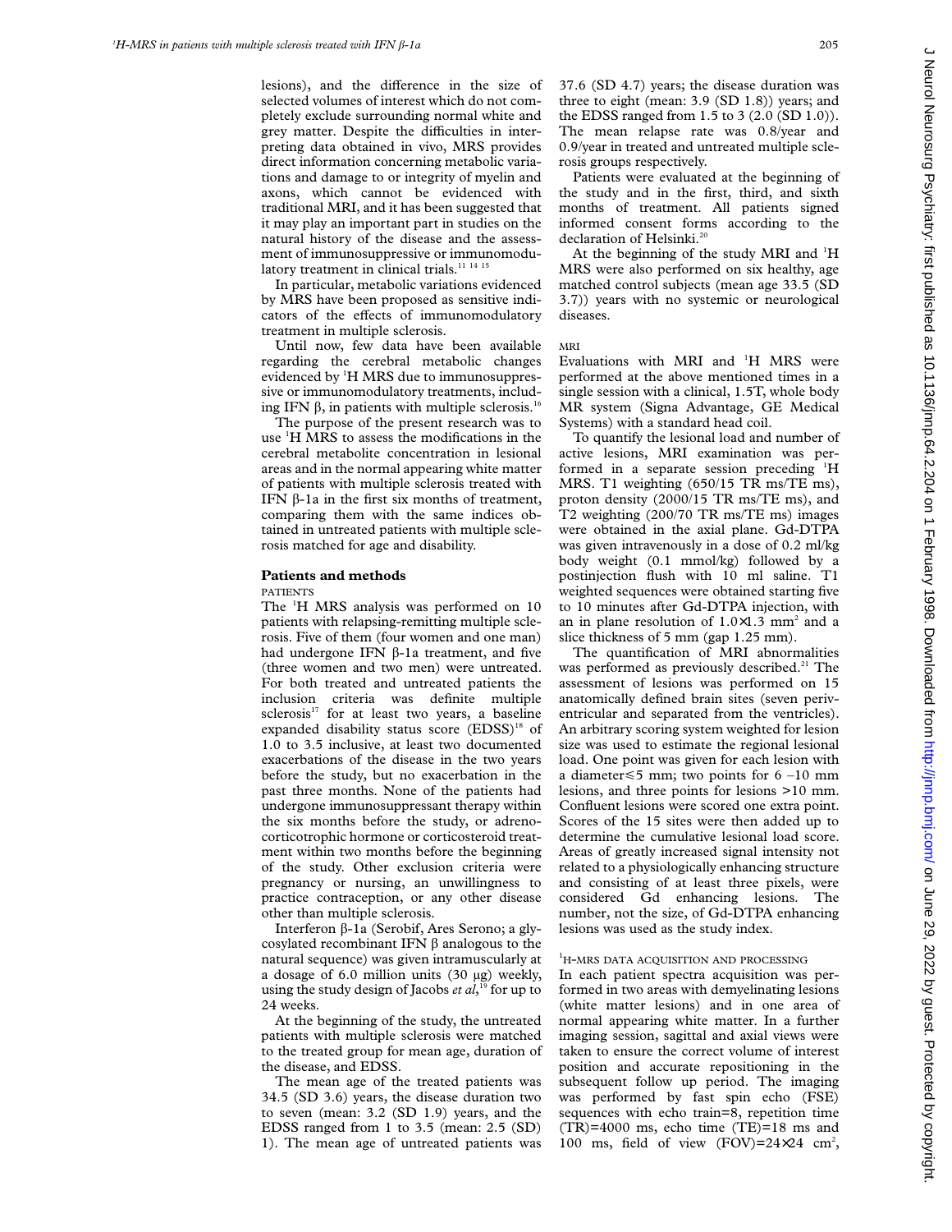lesions), and the difference in the size of selected volumes of interest which do not completely exclude surrounding normal white and grey matter. Despite the difficulties in interpreting data obtained in vivo, MRS provides direct information concerning metabolic variations and damage to or integrity of myelin and axons, which cannot be evidenced with traditional MRI, and it has been suggested that it may play an important part in studies on the natural history of the disease and the assessment of immunosuppressive or immunomodulatory treatment in clinical trials.[11 14 15]

In particular, metabolic variations evidenced by MRS have been proposed as sensitive indicators of the effects of immunomodulatory treatment in multiple sclerosis.

Until now, few data have been available regarding the cerebral metabolic changes evidenced by $^1$H MRS due to immunosuppressive or immunomodulatory treatments, including IFN β, in patients with multiple sclerosis.[16]

The purpose of the present research was to use $^1$H MRS to assess the modifications in the cerebral metabolite concentration in lesional areas and in the normal appearing white matter of patients with multiple sclerosis treated with IFN β-1a in the first six months of treatment, comparing them with the same indices obtained in untreated patients with multiple sclerosis matched for age and disability.

## Patients and methods

### PATIENTS

The $^1$H MRS analysis was performed on 10 patients with relapsing-remitting multiple sclerosis. Five of them (four women and one man) had undergone IFN β-1a treatment, and five (three women and two men) were untreated. For both treated and untreated patients the inclusion criteria was definite multiple sclerosis[17] for at least two years, a baseline expanded disability status score (EDSS)[18] of 1.0 to 3.5 inclusive, at least two documented exacerbations of the disease in the two years before the study, but no exacerbation in the past three months. None of the patients had undergone immunosuppressant therapy within the six months before the study, or adrenocorticotrophic hormone or corticosteroid treatment within two months before the beginning of the study. Other exclusion criteria were pregnancy or nursing, an unwillingness to practice contraception, or any other disease other than multiple sclerosis.

Interferon β-1a (Serobif, Ares Serono; a glycosylated recombinant IFN β analogous to the natural sequence) was given intramuscularly at a dosage of 6.0 million units (30 μg) weekly, using the study design of Jacobs *et al*,[19] for up to 24 weeks.

At the beginning of the study, the untreated patients with multiple sclerosis were matched to the treated group for mean age, duration of the disease, and EDSS.

The mean age of the treated patients was 34.5 (SD 3.6) years, the disease duration two to seven (mean: 3.2 (SD 1.9) years, and the EDSS ranged from 1 to 3.5 (mean: 2.5 (SD) 1). The mean age of untreated patients was 37.6 (SD 4.7) years; the disease duration was three to eight (mean: 3.9 (SD 1.8)) years; and the EDSS ranged from 1.5 to 3 (2.0 (SD 1.0)). The mean relapse rate was 0.8/year and 0.9/year in treated and untreated multiple sclerosis groups respectively.

Patients were evaluated at the beginning of the study and in the first, third, and sixth months of treatment. All patients signed informed consent forms according to the declaration of Helsinki.[20]

At the beginning of the study MRI and $^1$H MRS were also performed on six healthy, age matched control subjects (mean age 33.5 (SD 3.7)) years with no systemic or neurological diseases.

### MRI

Evaluations with MRI and $^1$H MRS were performed at the above mentioned times in a single session with a clinical, 1.5T, whole body MR system (Signa Advantage, GE Medical Systems) with a standard head coil.

To quantify the lesional load and number of active lesions, MRI examination was performed in a separate session preceding $^1$H MRS. T1 weighting (650/15 TR ms/TE ms), proton density (2000/15 TR ms/TE ms), and T2 weighting (200/70 TR ms/TE ms) images were obtained in the axial plane. Gd-DTPA was given intravenously in a dose of 0.2 ml/kg body weight (0.1 mmol/kg) followed by a postinjection flush with 10 ml saline. T1 weighted sequences were obtained starting five to 10 minutes after Gd-DTPA injection, with an in plane resolution of 1.0×1.3 mm$^2$ and a slice thickness of 5 mm (gap 1.25 mm).

The quantification of MRI abnormalities was performed as previously described.[21] The assessment of lesions was performed on 15 anatomically defined brain sites (seven periventricular and separated from the ventricles). An arbitrary scoring system weighted for lesion size was used to estimate the regional lesional load. One point was given for each lesion with a diameter≤5 mm; two points for 6 –10 mm lesions, and three points for lesions >10 mm. Confluent lesions were scored one extra point. Scores of the 15 sites were then added up to determine the cumulative lesional load score. Areas of greatly increased signal intensity not related to a physiologically enhancing structure and consisting of at least three pixels, were considered Gd enhancing lesions. The number, not the size, of Gd-DTPA enhancing lesions was used as the study index.

### $^1$H-MRS DATA ACQUISITION AND PROCESSING

In each patient spectra acquisition was performed in two areas with demyelinating lesions (white matter lesions) and in one area of normal appearing white matter. In a further imaging session, sagittal and axial views were taken to ensure the correct volume of interest position and accurate repositioning in the subsequent follow up period. The imaging was performed by fast spin echo (FSE) sequences with echo train=8, repetition time (TR)=4000 ms, echo time (TE)=18 ms and 100 ms, field of view (FOV)=24×24 cm$^2$,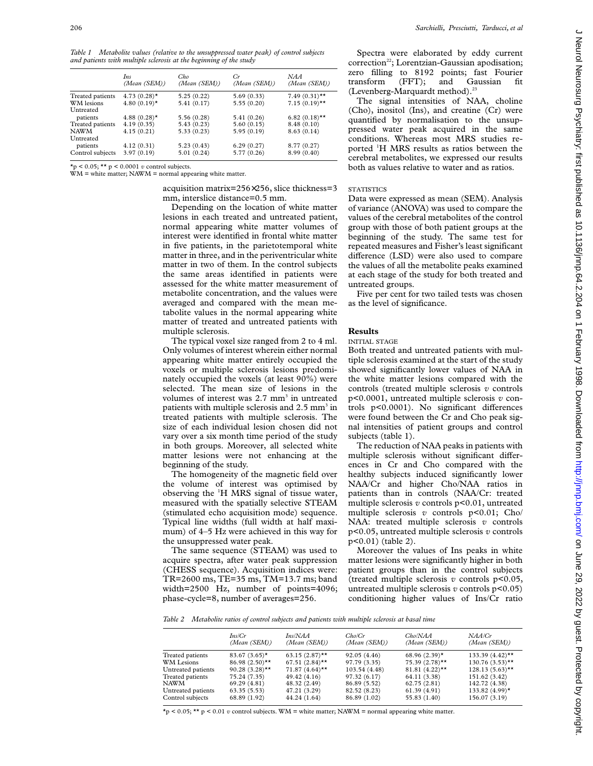*Table 1 Metabolite values (relative to the unsuppressed water peak) of control subjects and patients with multiple sclerosis at the beginning of the study*

| | Ins (Mean (SEM)) | Cho (Mean (SEM)) | Cr (Mean (SEM)) | NAA (Mean (SEM)) |
|---|---|---|---|---|
| Treated patients | 4.73 (0.28)* | 5.25 (0.22) | 5.69 (0.33) | 7.49 (0.31)** |
| WM lesions | 4.80 (0.19)* | 5.41 (0.17) | 5.55 (0.20) | 7.15 (0.19)** |
| Untreated patients | 4.88 (0.28)* | 5.56 (0.28) | 5.41 (0.26) | 6.82 (0.18)** |
| Treated patients | 4.19 (0.35) | 5.43 (0.23) | 5.60 (0.15) | 8.48 (0.10) |
| NAWM | 4.15 (0.21) | 5.33 (0.23) | 5.95 (0.19) | 8.63 (0.14) |
| Untreated patients | 4.12 (0.31) | 5.23 (0.43) | 6.29 (0.27) | 8.77 (0.27) |
| Control subjects | 3.97 (0.19) | 5.01 (0.24) | 5.77 (0.26) | 8.99 (0.40) |

*p < 0.05; ** p < 0.0001 *v* control subjects.
WM = white matter; NAWM = normal appearing white matter.

acquisition matrix=256×256, slice thickness=3 mm, interslice distance=0.5 mm.

Depending on the location of white matter lesions in each treated and untreated patient, normal appearing white matter volumes of interest were identified in frontal white matter in five patients, in the parietotemporal white matter in three, and in the periventricular white matter in two of them. In the control subjects the same areas identified in patients were assessed for the white matter measurement of metabolite concentration, and the values were averaged and compared with the mean metabolite values in the normal appearing white matter of treated and untreated patients with multiple sclerosis.

The typical voxel size ranged from 2 to 4 ml. Only volumes of interest wherein either normal appearing white matter entirely occupied the voxels or multiple sclerosis lesions predominately occupied the voxels (at least 90%) were selected. The mean size of lesions in the volumes of interest was 2.7 $mm^3$ in untreated patients with multiple sclerosis and 2.5 $mm^3$ in treated patients with multiple sclerosis. The size of each individual lesion chosen did not vary over a six month time period of the study in both groups. Moreover, all selected white matter lesions were not enhancing at the beginning of the study.

The homogeneity of the magnetic field over the volume of interest was optimised by observing the $^1$H MRS signal of tissue water, measured with the spatially selective STEAM (stimulated echo acquisition mode) sequence. Typical line widths (full width at half maximum) of 4–5 Hz were achieved in this way for the unsuppressed water peak.

The same sequence (STEAM) was used to acquire spectra, after water peak suppression (CHESS sequence). Acquisition indices were: TR=2600 ms, TE=35 ms, TM=13.7 ms; band width=2500 Hz, number of points=4096; phase-cycle=8, number of averages=256.

Spectra were elaborated by eddy current correction[22]; Lorentzian-Gaussian apodisation; zero filling to 8192 points; fast Fourier transform (FFT); and Gaussian fit (Levenberg-Marquardt method).[23]

The signal intensities of NAA, choline (Cho), inositol (Ins), and creatine (Cr) were quantified by normalisation to the unsuppressed water peak acquired in the same conditions. Whereas most MRS studies reported $^1$H MRS results as ratios between the cerebral metabolites, we expressed our results both as values relative to water and as ratios.

### STATISTICS

Data were expressed as mean (SEM). Analysis of variance (ANOVA) was used to compare the values of the cerebral metabolites of the control group with those of both patient groups at the beginning of the study. The same test for repeated measures and Fisher's least significant difference (LSD) were also used to compare the values of all the metabolite peaks examined at each stage of the study for both treated and untreated groups.

Five per cent for two tailed tests was chosen as the level of significance.

## Results

### INITIAL STAGE

Both treated and untreated patients with multiple sclerosis examined at the start of the study showed significantly lower values of NAA in the white matter lesions compared with the controls (treated multiple sclerosis *v* controls p<0.0001, untreated multiple sclerosis *v* controls p<0.0001). No significant differences were found between the Cr and Cho peak signal intensities of patient groups and control subjects (table 1).

The reduction of NAA peaks in patients with multiple sclerosis without significant differences in Cr and Cho compared with the healthy subjects induced significantly lower NAA/Cr and higher Cho/NAA ratios in patients than in controls (NAA/Cr: treated multiple sclerosis *v* controls p<0.01, untreated multiple sclerosis *v* controls p<0.01; Cho/NAA: treated multiple sclerosis *v* controls p<0.05, untreated multiple sclerosis *v* controls p<0.01) (table 2).

Moreover the values of Ins peaks in white matter lesions were significantly higher in both patient groups than in the control subjects (treated multiple sclerosis *v* controls p<0.05, untreated multiple sclerosis *v* controls p<0.05) conditioning higher values of Ins/Cr ratio

*Table 2 Metabolite ratios of control subjects and patients with multiple sclerosis at basal time*

| | Ins/Cr (Mean (SEM)) | Ins/NAA (Mean (SEM)) | Cho/Cr (Mean (SEM)) | Cho/NAA (Mean (SEM)) | NAA/Cr (Mean (SEM)) |
|---|---|---|---|---|---|
| Treated patients | 83.67 (3.65)* | 63.15 (2.87)** | 92.05 (4.46) | 68.96 (2.39)* | 133.39 (4.42)** |
| WM Lesions | 86.98 (2.50)** | 67.51 (2.84)** | 97.79 (3.35) | 75.39 (2.78)** | 130.76 (3.53)** |
| Untreated patients | 90.28 (3.28)** | 71.87 (4.64)** | 103.54 (4.48) | 81.81 (4.22)** | 128.13 (5.63)** |
| Treated patients | 75.24 (7.35) | 49.42 (4.16) | 97.32 (6.17) | 64.11 (3.38) | 151.62 (3.42) |
| NAWM | 69.29 (4.81) | 48.32 (2.49) | 86.89 (5.52) | 62.75 (2.81) | 142.72 (4.38) |
| Untreated patients | 63.35 (5.53) | 47.21 (3.29) | 82.52 (8.23) | 61.39 (4.91) | 133.82 (4.99)* |
| Control subjects | 68.89 (1.92) | 44.24 (1.64) | 86.89 (1.02) | 55.83 (1.40) | 156.07 (3.19) |

*p < 0.05; ** p < 0.01 *v* control subjects. WM = white matter; NAWM = normal appearing white matter.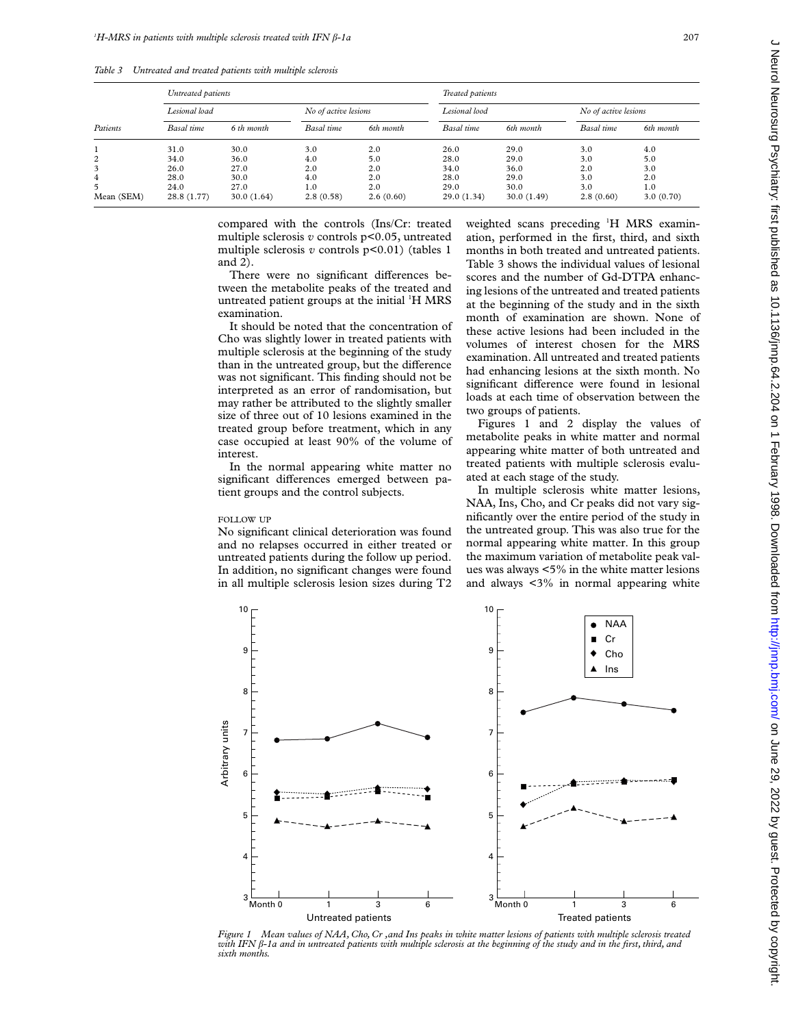*Table 3 Untreated and treated patients with multiple sclerosis*

| Patients | Untreated patients | | | | Treated patients | | | |
|---|---|---|---|---|---|---|---|---|
| | Lesional load | | No of active lesions | | Lesional lood | | No of active lesions | |
| | Basal time | 6 th month | Basal time | 6th month | Basal time | 6th month | Basal time | 6th month |
| 1 | 31.0 | 30.0 | 3.0 | 2.0 | 26.0 | 29.0 | 3.0 | 4.0 |
| 2 | 34.0 | 36.0 | 4.0 | 5.0 | 28.0 | 29.0 | 3.0 | 5.0 |
| 3 | 26.0 | 27.0 | 2.0 | 2.0 | 34.0 | 36.0 | 2.0 | 3.0 |
| 4 | 28.0 | 30.0 | 4.0 | 2.0 | 28.0 | 29.0 | 3.0 | 2.0 |
| 5 | 24.0 | 27.0 | 1.0 | 2.0 | 29.0 | 30.0 | 3.0 | 1.0 |
| Mean (SEM) | 28.8 (1.77) | 30.0 (1.64) | 2.8 (0.58) | 2.6 (0.60) | 29.0 (1.34) | 30.0 (1.49) | 2.8 (0.60) | 3.0 (0.70) |

compared with the controls (Ins/Cr: treated multiple sclerosis *v* controls $p<0.05$, untreated multiple sclerosis *v* controls $p<0.01$) (tables 1 and 2).

There were no significant differences between the metabolite peaks of the treated and untreated patient groups at the initial $^{1}$H MRS examination.

It should be noted that the concentration of Cho was slightly lower in treated patients with multiple sclerosis at the beginning of the study than in the untreated group, but the difference was not significant. This finding should not be interpreted as an error of randomisation, but may rather be attributed to the slightly smaller size of three out of 10 lesions examined in the treated group before treatment, which in any case occupied at least 90% of the volume of interest.

In the normal appearing white matter no significant differences emerged between patient groups and the control subjects.

### FOLLOW UP

No significant clinical deterioration was found and no relapses occurred in either treated or untreated patients during the follow up period. In addition, no significant changes were found in all multiple sclerosis lesion sizes during T2 weighted scans preceding $^{1}$H MRS examination, performed in the first, third, and sixth months in both treated and untreated patients. Table 3 shows the individual values of lesional scores and the number of Gd-DTPA enhancing lesions of the untreated and treated patients at the beginning of the study and in the sixth month of examination are shown. None of these active lesions had been included in the volumes of interest chosen for the MRS examination. All untreated and treated patients had enhancing lesions at the sixth month. No significant difference were found in lesional loads at each time of observation between the two groups of patients.

Figures 1 and 2 display the values of metabolite peaks in white matter and normal appearing white matter of both untreated and treated patients with multiple sclerosis evaluated at each stage of the study.

In multiple sclerosis white matter lesions, NAA, Ins, Cho, and Cr peaks did not vary significantly over the entire period of the study in the untreated group. This was also true for the normal appearing white matter. In this group the maximum variation of metabolite peak values was always <5% in the white matter lesions and always <3% in normal appearing white

*Figure 1 Mean values of NAA, Cho, Cr ,and Ins peaks in white matter lesions of patients with multiple sclerosis treated with IFN β-1a and in untreated patients with multiple sclerosis at the beginning of the study and in the first, third, and sixth months.*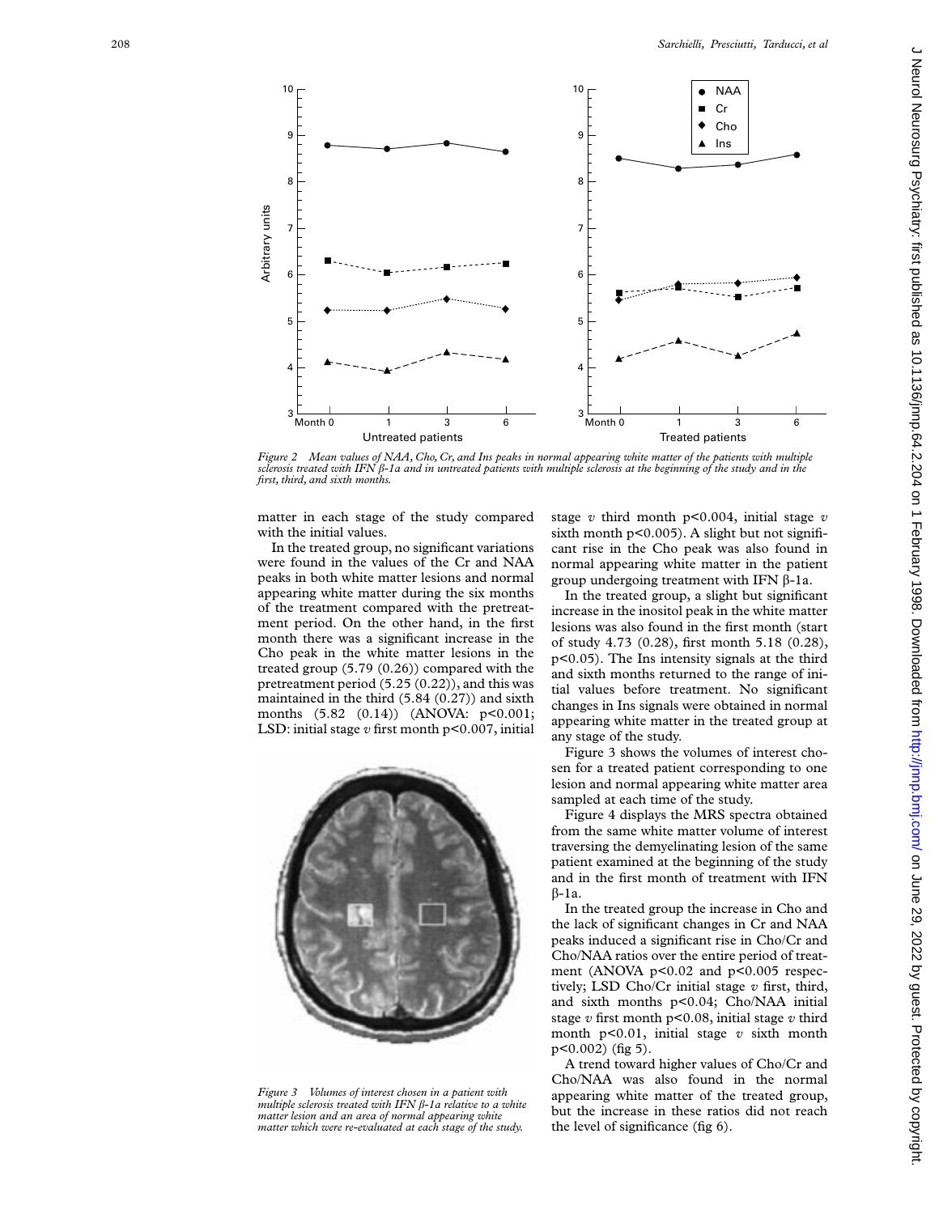*Figure 2 Mean values of NAA, Cho, Cr, and Ins peaks in normal appearing white matter of the patients with multiple sclerosis treated with IFN β-1a and in untreated patients with multiple sclerosis at the beginning of the study and in the first, third, and sixth months.*

matter in each stage of the study compared with the initial values.

In the treated group, no significant variations were found in the values of the Cr and NAA peaks in both white matter lesions and normal appearing white matter during the six months of the treatment compared with the pretreatment period. On the other hand, in the first month there was a significant increase in the Cho peak in the white matter lesions in the treated group (5.79 (0.26)) compared with the pretreatment period (5.25 (0.22)), and this was maintained in the third (5.84 (0.27)) and sixth months (5.82 (0.14)) (ANOVA: $p<0.001$; LSD: initial stage *v* first month $p<0.007$, initial stage *v* third month $p<0.004$, initial stage *v* sixth month $p<0.005$). A slight but not significant rise in the Cho peak was also found in normal appearing white matter in the patient group undergoing treatment with IFN β-1a.

In the treated group, a slight but significant increase in the inositol peak in the white matter lesions was also found in the first month (start of study 4.73 (0.28), first month 5.18 (0.28), $p<0.05$). The Ins intensity signals at the third and sixth months returned to the range of initial values before treatment. No significant changes in Ins signals were obtained in normal appearing white matter in the treated group at any stage of the study.

Figure 3 shows the volumes of interest chosen for a treated patient corresponding to one lesion and normal appearing white matter area sampled at each time of the study.

Figure 4 displays the MRS spectra obtained from the same white matter volume of interest traversing the demyelinating lesion of the same patient examined at the beginning of the study and in the first month of treatment with IFN β-1a.

In the treated group the increase in Cho and the lack of significant changes in Cr and NAA peaks induced a significant rise in Cho/Cr and Cho/NAA ratios over the entire period of treatment (ANOVA $p<0.02$ and $p<0.005$ respectively; LSD Cho/Cr initial stage *v* first, third, and sixth months $p<0.04$; Cho/NAA initial stage *v* first month $p<0.08$, initial stage *v* third month $p<0.01$, initial stage *v* sixth month $p<0.002$) (fig 5).

A trend toward higher values of Cho/Cr and Cho/NAA was also found in the normal appearing white matter of the treated group, but the increase in these ratios did not reach the level of significance (fig 6).

*Figure 3 Volumes of interest chosen in a patient with multiple sclerosis treated with IFN β-1a relative to a white matter lesion and an area of normal appearing white matter which were re-evaluated at each stage of the study.*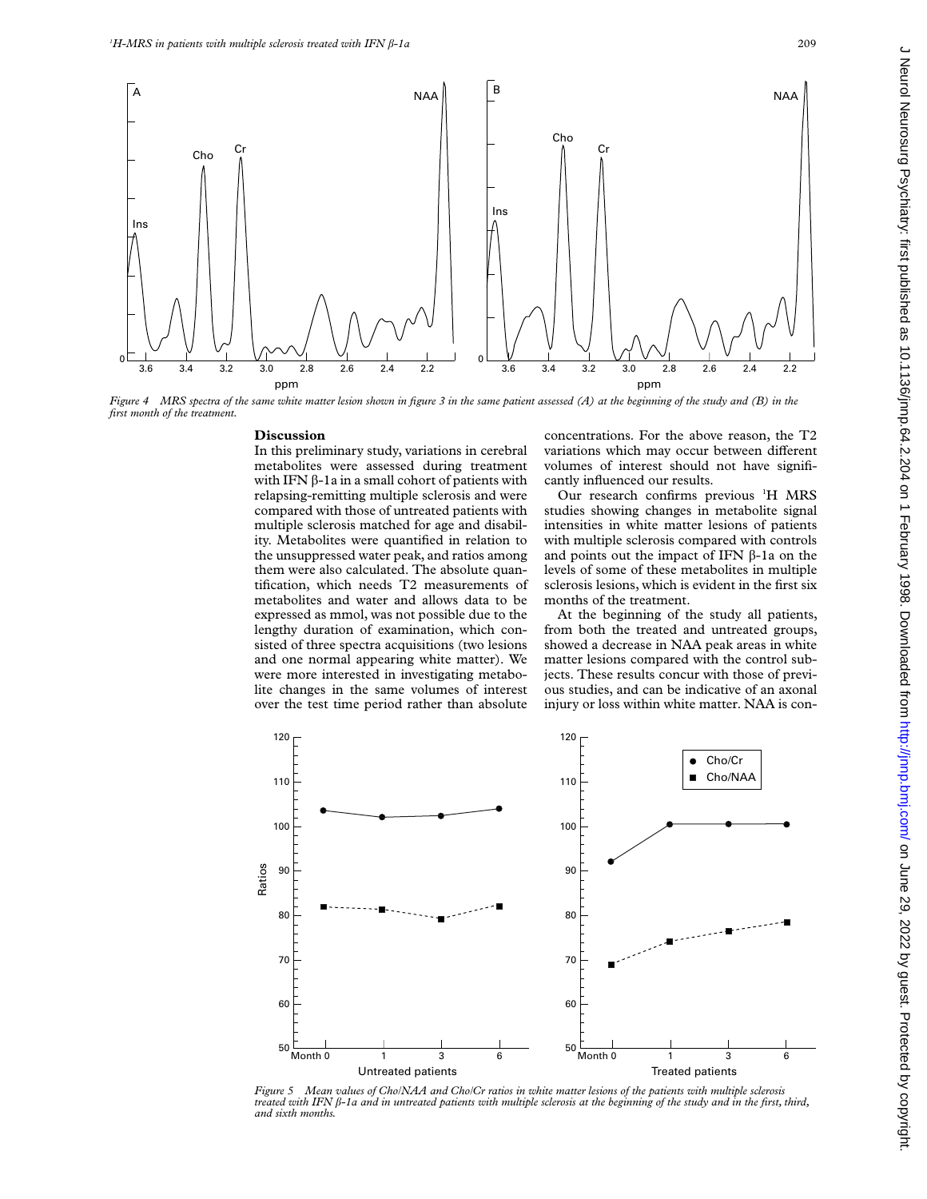*Figure 4 MRS spectra of the same white matter lesion shown in figure 3 in the same patient assessed (A) at the beginning of the study and (B) in the first month of the treatment.*

## Discussion

In this preliminary study, variations in cerebral metabolites were assessed during treatment with IFN β-1a in a small cohort of patients with relapsing-remitting multiple sclerosis and were compared with those of untreated patients with multiple sclerosis matched for age and disability. Metabolites were quantified in relation to the unsuppressed water peak, and ratios among them were also calculated. The absolute quantification, which needs T2 measurements of metabolites and water and allows data to be expressed as mmol, was not possible due to the lengthy duration of examination, which consisted of three spectra acquisitions (two lesions and one normal appearing white matter). We were more interested in investigating metabolite changes in the same volumes of interest over the test time period rather than absolute concentrations. For the above reason, the T2 variations which may occur between different volumes of interest should not have significantly influenced our results.

Our research confirms previous $^{1}$H MRS studies showing changes in metabolite signal intensities in white matter lesions of patients with multiple sclerosis compared with controls and points out the impact of IFN β-1a on the levels of some of these metabolites in multiple sclerosis lesions, which is evident in the first six months of the treatment.

At the beginning of the study all patients, from both the treated and untreated groups, showed a decrease in NAA peak areas in white matter lesions compared with the control subjects. These results concur with those of previous studies, and can be indicative of an axonal injury or loss within white matter. NAA is con-

*Figure 5 Mean values of Cho/NAA and Cho/Cr ratios in white matter lesions of the patients with multiple sclerosis treated with IFN β-1a and in untreated patients with multiple sclerosis at the beginning of the study and in the first, third, and sixth months.*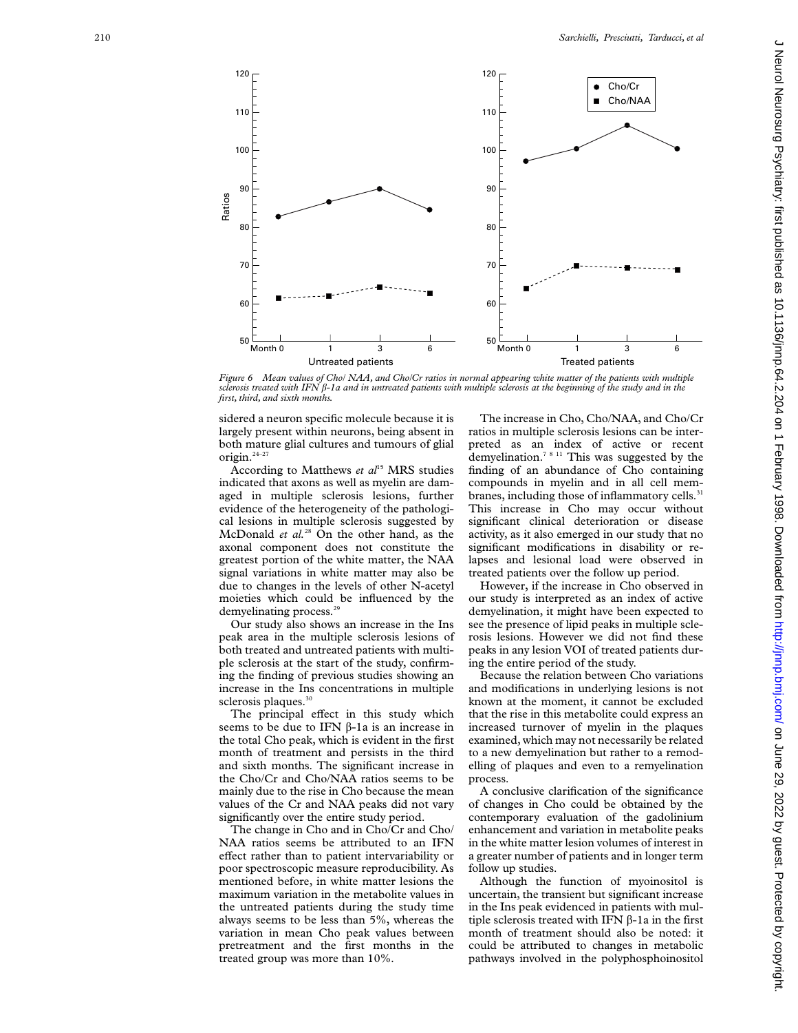*Figure 6 Mean values of Cho/ NAA, and Cho/Cr ratios in normal appearing white matter of the patients with multiple sclerosis treated with IFN β-1a and in untreated patients with multiple sclerosis at the beginning of the study and in the first, third, and sixth months.*

sidered a neuron specific molecule because it is largely present within neurons, being absent in both mature glial cultures and tumours of glial origin.[24–27]

According to Matthews *et al*[15] MRS studies indicated that axons as well as myelin are damaged in multiple sclerosis lesions, further evidence of the heterogeneity of the pathological lesions in multiple sclerosis suggested by McDonald *et al.*[28] On the other hand, as the axonal component does not constitute the greatest portion of the white matter, the NAA signal variations in white matter may also be due to changes in the levels of other N-acetyl moieties which could be influenced by the demyelinating process.[29]

Our study also shows an increase in the Ins peak area in the multiple sclerosis lesions of both treated and untreated patients with multiple sclerosis at the start of the study, confirming the finding of previous studies showing an increase in the Ins concentrations in multiple sclerosis plaques.[30]

The principal effect in this study which seems to be due to IFN β-1a is an increase in the total Cho peak, which is evident in the first month of treatment and persists in the third and sixth months. The significant increase in the Cho/Cr and Cho/NAA ratios seems to be mainly due to the rise in Cho because the mean values of the Cr and NAA peaks did not vary significantly over the entire study period.

The change in Cho and in Cho/Cr and Cho/NAA ratios seems be attributed to an IFN effect rather than to patient intervariability or poor spectroscopic measure reproducibility. As mentioned before, in white matter lesions the maximum variation in the metabolite values in the untreated patients during the study time always seems to be less than 5%, whereas the variation in mean Cho peak values between pretreatment and the first months in the treated group was more than 10%.

The increase in Cho, Cho/NAA, and Cho/Cr ratios in multiple sclerosis lesions can be interpreted as an index of active or recent demyelination.[7 8 11] This was suggested by the finding of an abundance of Cho containing compounds in myelin and in all cell membranes, including those of inflammatory cells.[31] This increase in Cho may occur without significant clinical deterioration or disease activity, as it also emerged in our study that no significant modifications in disability or relapses and lesional load were observed in treated patients over the follow up period.

However, if the increase in Cho observed in our study is interpreted as an index of active demyelination, it might have been expected to see the presence of lipid peaks in multiple sclerosis lesions. However we did not find these peaks in any lesion VOI of treated patients during the entire period of the study.

Because the relation between Cho variations and modifications in underlying lesions is not known at the moment, it cannot be excluded that the rise in this metabolite could express an increased turnover of myelin in the plaques examined, which may not necessarily be related to a new demyelination but rather to a remodelling of plaques and even to a remyelination process.

A conclusive clarification of the significance of changes in Cho could be obtained by the contemporary evaluation of the gadolinium enhancement and variation in metabolite peaks in the white matter lesion volumes of interest in a greater number of patients and in longer term follow up studies.

Although the function of myoinositol is uncertain, the transient but significant increase in the Ins peak evidenced in patients with multiple sclerosis treated with IFN β-1a in the first month of treatment should also be noted: it could be attributed to changes in metabolic pathways involved in the polyphosphoinositol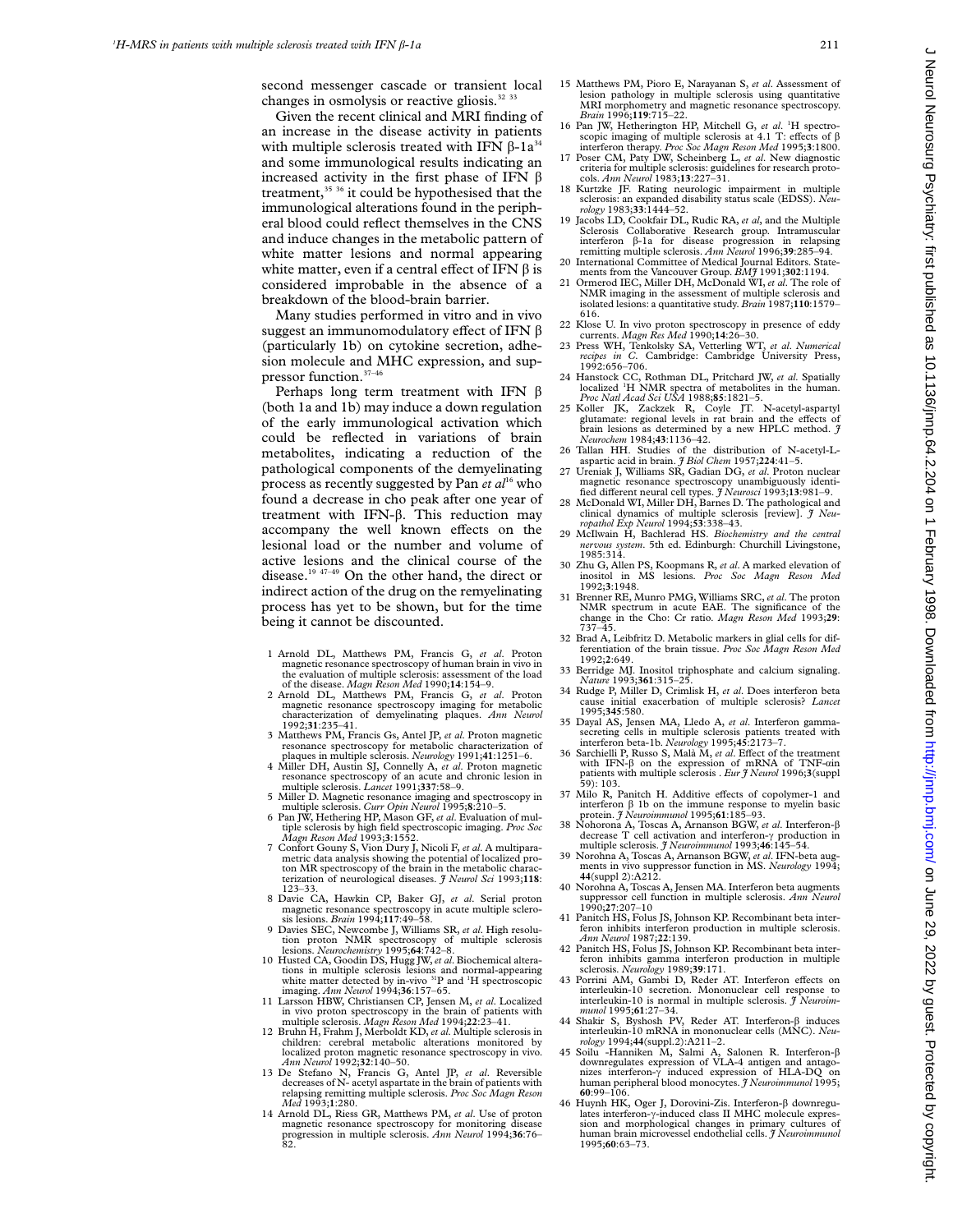second messenger cascade or transient local changes in osmolysis or reactive gliosis.[32 33]

Given the recent clinical and MRI finding of an increase in the disease activity in patients with multiple sclerosis treated with IFN β-1a[34] and some immunological results indicating an increased activity in the first phase of IFN β treatment,[35 36] it could be hypothesised that the immunological alterations found in the peripheral blood could reflect themselves in the CNS and induce changes in the metabolic pattern of white matter lesions and normal appearing white matter, even if a central effect of IFN β is considered improbable in the absence of a breakdown of the blood-brain barrier.

Many studies performed in vitro and in vivo suggest an immunomodulatory effect of IFN β (particularly 1b) on cytokine secretion, adhesion molecule and MHC expression, and suppressor function.[37–46]

Perhaps long term treatment with IFN β (both 1a and 1b) may induce a down regulation of the early immunological activation which could be reflected in variations of brain metabolites, indicating a reduction of the pathological components of the demyelinating process as recently suggested by Pan *et al*[16] who found a decrease in cho peak after one year of treatment with IFN-β. This reduction may accompany the well known effects on the lesional load or the number and volume of active lesions and the clinical course of the disease.[19 47–49] On the other hand, the direct or indirect action of the drug on the remyelinating process has yet to be shown, but for the time being it cannot be discounted.

1 Arnold DL, Matthews PM, Francis G, *et al*. Proton magnetic resonance spectroscopy of human brain in vivo in the evaluation of multiple sclerosis: assessment of the load of the disease. *Magn Reson Med* 1990;**14**:154–9.
2 Arnold DL, Matthews PM, Francis G, *et al*. Proton magnetic resonance spectroscopy imaging for metabolic characterization of demyelinating plaques. *Ann Neurol* 1992;**31**:235–41.
3 Matthews PM, Francis Gs, Antel JP, *et al*. Proton magnetic resonance spectroscopy for metabolic characterization of plaques in multiple sclerosis. *Neurology* 1991;**41**:1251–6.
4 Miller DH, Austin SJ, Connelly A, *et al*. Proton magnetic resonance spectroscopy of an acute and chronic lesion in multiple sclerosis. *Lancet* 1991;**337**:58–9.
5 Miller D. Magnetic resonance imaging and spectroscopy in multiple sclerosis. *Curr Opin Neurol* 1995;**8**:210–5.
6 Pan JW, Hethering HP, Mason GF, *et al*. Evaluation of multiple sclerosis by high field spectroscopic imaging. *Proc Soc Magn Reson Med* 1993;**3**:1552.
7 Confort Gouny S, Vion Dury J, Nicoli F, *et al*. A multiparametric data analysis showing the potential of localized proton MR spectroscopy of the brain in the metabolic characterization of neurological diseases. *J Neurol Sci* 1993;**118**: 123–33.
8 Davie CA, Hawkin CP, Baker GJ, *et al*. Serial proton magnetic resonance spectroscopy in acute multiple sclerosis lesions. *Brain* 1994;**117**:49–58.
9 Davies SEC, Newcombe J, Williams SR, *et al*. High resolution proton NMR spectroscopy of multiple sclerosis lesions. *Neurochemistry* 1995;**64**:742–8.
10 Husted CA, Goodin DS, Hugg JW, *et al*. Biochemical alterations in multiple sclerosis lesions and normal-appearing white matter detected by in-vivo [31]P and [1]H spectroscopic imaging. *Ann Neurol* 1994;**36**:157–65.
11 Larsson HBW, Christiansen CP, Jensen M, *et al*. Localized in vivo proton spectroscopy in the brain of patients with multiple sclerosis. *Magn Reson Med* 1994;**22**:23–41.
12 Bruhn H, Frahm J, Merboldt KD, *et al*. Multiple sclerosis in children: cerebral metabolic alterations monitored by localized proton magnetic resonance spectroscopy in vivo. *Ann Neurol* 1992;**32**:140–50.
13 De Stefano N, Francis G, Antel JP, *et al*. Reversible decreases of N- acetyl aspartate in the brain of patients with relapsing remitting multiple sclerosis. *Proc Soc Magn Reson Med* 1993;**1**:280.
14 Arnold DL, Riess GR, Matthews PM, *et al*. Use of proton magnetic resonance spectroscopy for monitoring disease progression in multiple sclerosis. *Ann Neurol* 1994;**36**:76–82.
15 Matthews PM, Pioro E, Narayanan S, *et al*. Assessment of lesion pathology in multiple sclerosis using quantitative MRI morphometry and magnetic resonance spectroscopy. *Brain* 1996;**119**:715–22.
16 Pan JW, Hetherington HP, Mitchell G, *et al*. [1]H spectroscopic imaging of multiple sclerosis at 4.1 T: effects of β interferon therapy. *Proc Soc Magn Reson Med* 1995;**3**:1800.
17 Poser CM, Paty DW, Scheinberg L, *et al*. New diagnostic criteria for multiple sclerosis: guidelines for research protocols. *Ann Neurol* 1983;**13**:227–31.
18 Kurtzke JF. Rating neurologic impairment in multiple sclerosis: an expanded disability status scale (EDSS). *Neurology* 1983;**33**:1444–52.
19 Jacobs LD, Cookfair DL, Rudic RA, *et al*, and the Multiple Sclerosis Collaborative Research group. Intramuscular interferon β-1a for disease progression in relapsing remitting multiple sclerosis. *Ann Neurol* 1996;**39**:285–94.
20 International Committee of Medical Journal Editors. Statements from the Vancouver Group. *BMJ* 1991;**302**:1194.
21 Ormerod IEC, Miller DH, McDonald WI, *et al*. The role of NMR imaging in the assessment of multiple sclerosis and isolated lesions: a quantitative study. *Brain* 1987;**110**:1579–616.
22 Klose U. In vivo proton spectroscopy in presence of eddy currents. *Magn Res Med* 1990;**14**:26–30.
23 Press WH, Tenkolsky SA, Vetterling WT, *et al*. *Numerical recipes in C*. Cambridge: Cambridge University Press, 1992:656–706.
24 Hanstock CC, Rothman DL, Pritchard JW, *et al*. Spatially localized [1]H NMR spectra of metabolites in the human. *Proc Natl Acad Sci USA* 1988;**85**:1821–5.
25 Koller JK, Zackzek R, Coyle JT. N-acetyl-aspartyl glutamate: regional levels in rat brain and the effects of brain lesions as determined by a new HPLC method. *J Neurochem* 1984;**43**:1136–42.
26 Tallan HH. Studies of the distribution of N-acetyl-L-aspartic acid in brain. *J Biol Chem* 1957;**224**:41–5.
27 Ureniak J, Williams SR, Gadian DG, *et al*. Proton nuclear magnetic resonance spectroscopy unambiguously identified different neural cell types. *J Neurosci* 1993;**13**:981–9.
28 McDonald WI, Miller DH, Barnes D. The pathological and clinical dynamics of multiple sclerosis [review]. *J Neuropathol Exp Neurol* 1994;**53**:338–43.
29 McIlwain H, Bachlerad HS. *Biochemistry and the central nervous system*. 5th ed. Edinburgh: Churchill Livingstone, 1985:314.
30 Zhu G, Allen PS, Koopmans R, *et al*. A marked elevation of inositol in MS lesions. *Proc Soc Magn Reson Med* 1992;**3**:1948.
31 Brenner RE, Munro PMG, Williams SRC, *et al*. The proton NMR spectrum in acute EAE. The significance of the change in the Cho: Cr ratio. *Magn Reson Med* 1993;**29**: 737–45.
32 Brad A, Leibfritz D. Metabolic markers in glial cells for differentiation of the brain tissue. *Proc Soc Magn Reson Med* 1992;**2**:649.
33 Berridge MJ. Inositol triphosphate and calcium signaling. *Nature* 1993;**361**:315–25.
34 Rudge P, Miller D, Crimlisk H, *et al*. Does interferon beta cause initial exacerbation of multiple sclerosis? *Lancet* 1995;**345**:580.
35 Dayal AS, Jensen MA, Lledo A, *et al*. Interferon gamma-secreting cells in multiple sclerosis patients treated with interferon beta-1b. *Neurology* 1995;**45**:2173–7.
36 Sarchielli P, Russo S, Malà M, *et al*. Effect of the treatment with IFN-β on the expression of mRNA of TNF-αin patients with multiple sclerosis . *Eur J Neurol* 1996;**3**(suppl 59): 103.
37 Milo R, Panitch H. Additive effects of copolymer-1 and interferon β 1b on the immune response to myelin basic protein. *J Neuroimmunol* 1995;**61**:185–93.
38 Nohorona A, Toscas A, Arnanson BGW, *et al*. Interferon-β decrease T cell activation and interferon-γ production in multiple sclerosis. *J Neuroimmunol* 1993;**46**:145–54.
39 Norohna A, Toscas A, Arnanson BGW, *et al*. IFN-beta augments in vivo suppressor function in MS. *Neurology* 1994; **44**(suppl 2):A212.
40 Norohna A, Toscas A, Jensen MA. Interferon beta augments suppressor cell function in multiple sclerosis. *Ann Neurol* 1990;**27**:207–10
41 Panitch HS, Folus JS, Johnson KP. Recombinant beta interferon inhibits interferon production in multiple sclerosis. *Ann Neurol* 1987;**22**:139.
42 Panitch HS, Folus JS, Johnson KP. Recombinant beta interferon inhibits gamma interferon production in multiple sclerosis. *Neurology* 1989;**39**:171.
43 Porrini AM, Gambi D, Reder AT. Interferon effects on interleukin-10 secretion. Mononuclear cell response to interleukin-10 is normal in multiple sclerosis. *J Neuroimmunol* 1995;**61**:27–34.
44 Shakir S, Byshosh PV, Reder AT. Interferon-β induces interleukin-10 mRNA in mononuclear cells (MNC). *Neurology* 1994;**44**(suppl.2):A211–2.
45 Soilu -Hanniken M, Salmi A, Salonen R. Interferon-β downregulates expression of VLA-4 antigen and antagonizes interferon-γ induced expression of HLA-DQ on human peripheral blood monocytes. *J Neuroimmunol* 1995; **60**:99–106.
46 Huynh HK, Oger J, Dorovini-Zis. Interferon-β downregulates interferon-γ-induced class II MHC molecule expression and morphological changes in primary cultures of human brain microvessel endothelial cells. *J Neuroimmunol* 1995;**60**:63–73.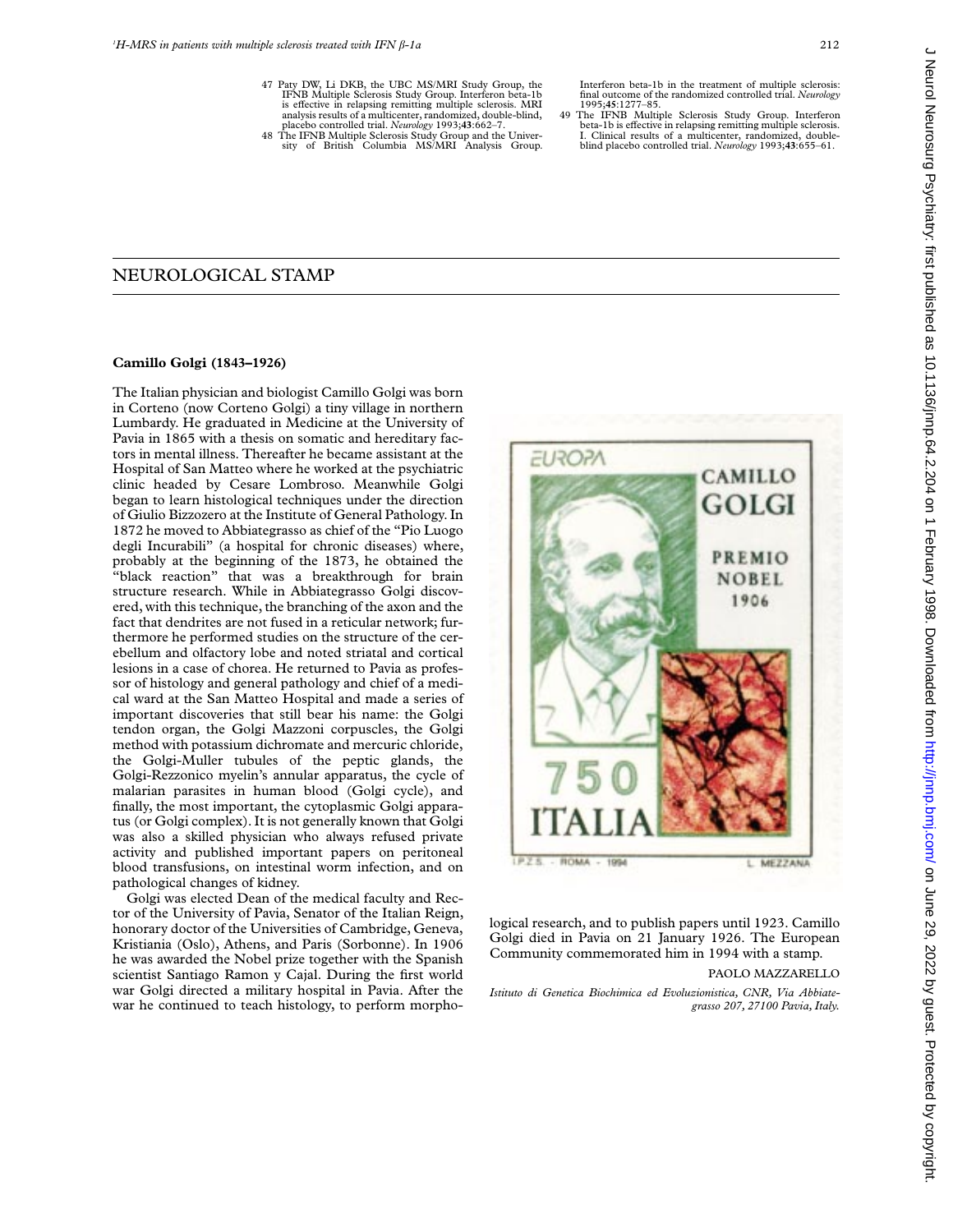47 Paty DW, Li DKB, the UBC MS/MRI Study Group, the IFNB Multiple Sclerosis Study Group. Interferon beta-1b is effective in relapsing remitting multiple sclerosis. MRI analysis results of a multicenter, randomized, double-blind, placebo controlled trial. *Neurology* 1993;**43**:662–7.

48 The IFNB Multiple Sclerosis Study Group and the University of British Columbia MS/MRI Analysis Group. Interferon beta-1b in the treatment of multiple sclerosis: final outcome of the randomized controlled trial. *Neurology* 1995;**45**:1277–85.

49 The IFNB Multiple Sclerosis Study Group. Interferon beta-1b is effective in relapsing remitting multiple sclerosis. I. Clinical results of a multicenter, randomized, double-blind placebo controlled trial. *Neurology* 1993;**43**:655–61.

# NEUROLOGICAL STAMP

## Camillo Golgi (1843–1926)

The Italian physician and biologist Camillo Golgi was born in Corteno (now Corteno Golgi) a tiny village in northern Lumbardy. He graduated in Medicine at the University of Pavia in 1865 with a thesis on somatic and hereditary factors in mental illness. Thereafter he became assistant at the Hospital of San Matteo where he worked at the psychiatric clinic headed by Cesare Lombroso. Meanwhile Golgi began to learn histological techniques under the direction of Giulio Bizzozero at the Institute of General Pathology. In 1872 he moved to Abbiategrasso as chief of the "Pio Luogo degli Incurabili" (a hospital for chronic diseases) where, probably at the beginning of the 1873, he obtained the "black reaction" that was a breakthrough for brain structure research. While in Abbiategrasso Golgi discovered, with this technique, the branching of the axon and the fact that dendrites are not fused in a reticular network; furthermore he performed studies on the structure of the cerebellum and olfactory lobe and noted striatal and cortical lesions in a case of chorea. He returned to Pavia as professor of histology and general pathology and chief of a medical ward at the San Matteo Hospital and made a series of important discoveries that still bear his name: the Golgi tendon organ, the Golgi Mazzoni corpuscles, the Golgi method with potassium dichromate and mercuric chloride, the Golgi-Muller tubules of the peptic glands, the Golgi-Rezzonico myelin's annular apparatus, the cycle of malarian parasites in human blood (Golgi cycle), and finally, the most important, the cytoplasmic Golgi apparatus (or Golgi complex). It is not generally known that Golgi was also a skilled physician who always refused private activity and published important papers on peritoneal blood transfusions, on intestinal worm infection, and on pathological changes of kidney.

Golgi was elected Dean of the medical faculty and Rector of the University of Pavia, Senator of the Italian Reign, honorary doctor of the Universities of Cambridge, Geneva, Kristiania (Oslo), Athens, and Paris (Sorbonne). In 1906 he was awarded the Nobel prize together with the Spanish scientist Santiago Ramon y Cajal. During the first world war Golgi directed a military hospital in Pavia. After the war he continued to teach histology, to perform morphological research, and to publish papers until 1923. Camillo Golgi died in Pavia on 21 January 1926. The European Community commemorated him in 1994 with a stamp.

PAOLO MAZZARELLO

*Istituto di Genetica Biochimica ed Evoluzionistica, CNR, Via Abbiategrasso 207, 27100 Pavia, Italy.*